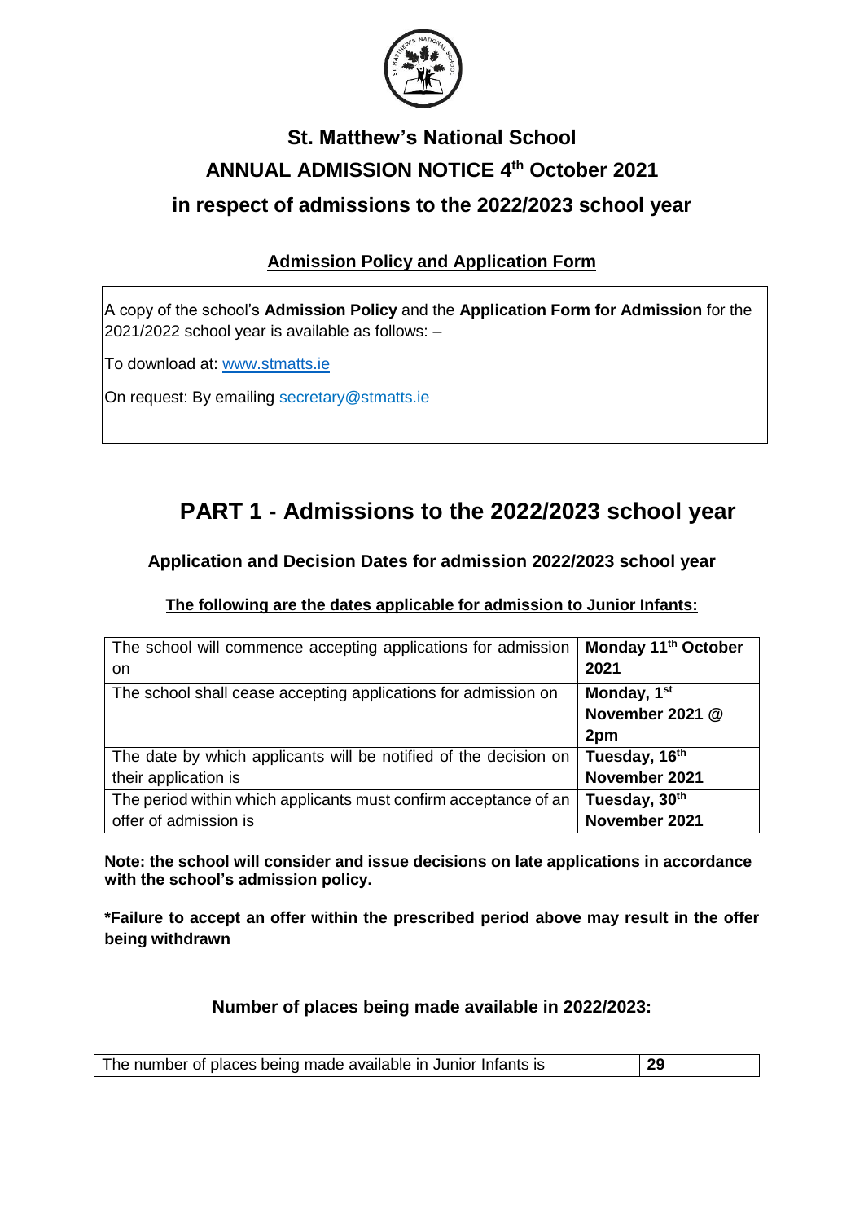# St. Matthew's National School

## ANNUAL ADMISSION NOTICE 4th October 2021

## in respect of admissions to the 2022/2023 school year

### Admission Policy and Application Form

A copy of the school's **Admission Policy** and the **Application Form for Admission** for the 2021/2022 school year is available as follows: –

To download at: www.stmatts.ie

On request: By emailing secretary@stmatts.ie

# PART 1 - Admissions to the 2022/2023 school year

### Application and Decision Dates for admission 2022/2023 school year

**The following are the dates applicable for admission to Junior Infants:**

| | |
|---|---|
| The school will commence accepting applications for admission on | **Monday 11th October 2021** |
| The school shall cease accepting applications for admission on | **Monday, 1st November 2021 @ 2pm** |
| The date by which applicants will be notified of the decision on their application is | **Tuesday, 16th November 2021** |
| The period within which applicants must confirm acceptance of an offer of admission is | **Tuesday, 30th November 2021** |

**Note: the school will consider and issue decisions on late applications in accordance with the school's admission policy.**

***Failure to accept an offer within the prescribed period above may result in the offer being withdrawn**

### Number of places being made available in 2022/2023:

| | |
|---|---|
| The number of places being made available in Junior Infants is | **29** |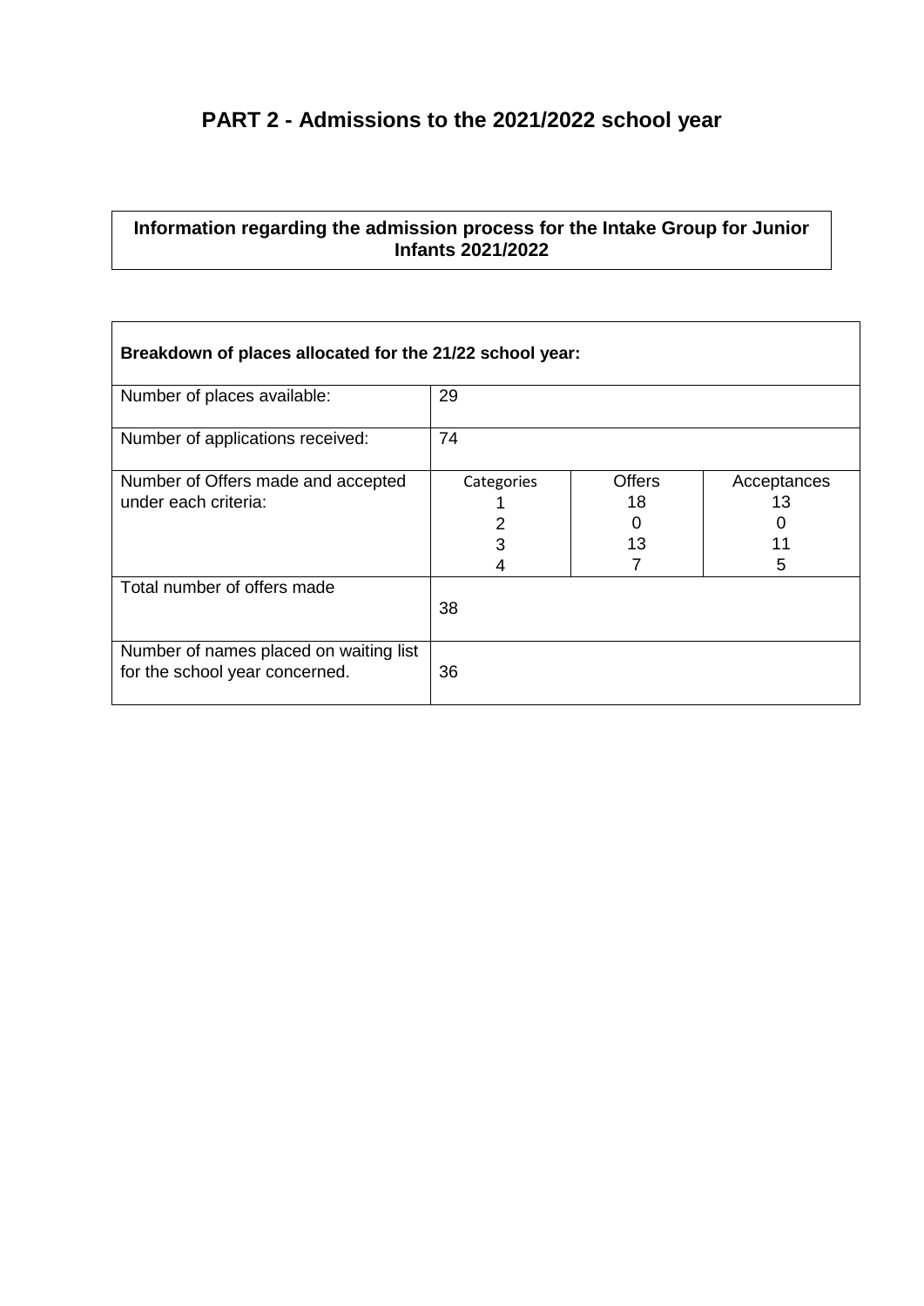# PART 2 - Admissions to the 2021/2022 school year

**Information regarding the admission process for the Intake Group for Junior Infants 2021/2022**

| **Breakdown of places allocated for the 21/22 school year:** | | | |
|---|---|---|---|
| Number of places available: | 29 | | |
| Number of applications received: | 74 | | |
| Number of Offers made and accepted under each criteria: | Categories | Offers | Acceptances |
| | 1 | 18 | 13 |
| | 2 | 0 | 0 |
| | 3 | 13 | 11 |
| | 4 | 7 | 5 |
| Total number of offers made | 38 | | |
| Number of names placed on waiting list for the school year concerned. | 36 | | |